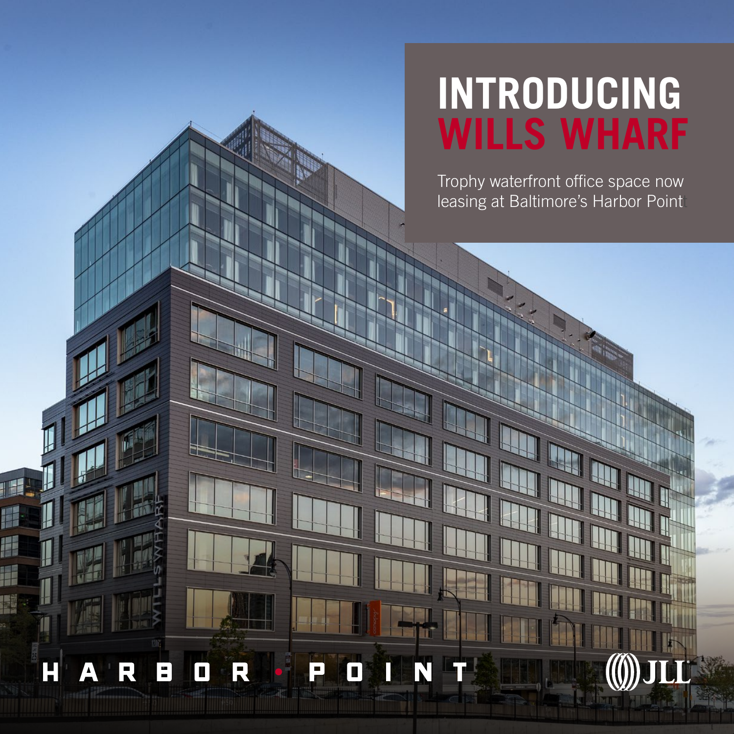# INTRODUCING WILLS WHARF

Trophy waterfront office space now leasing at Baltimore's Harbor Point

HARBOR • POINT

JLL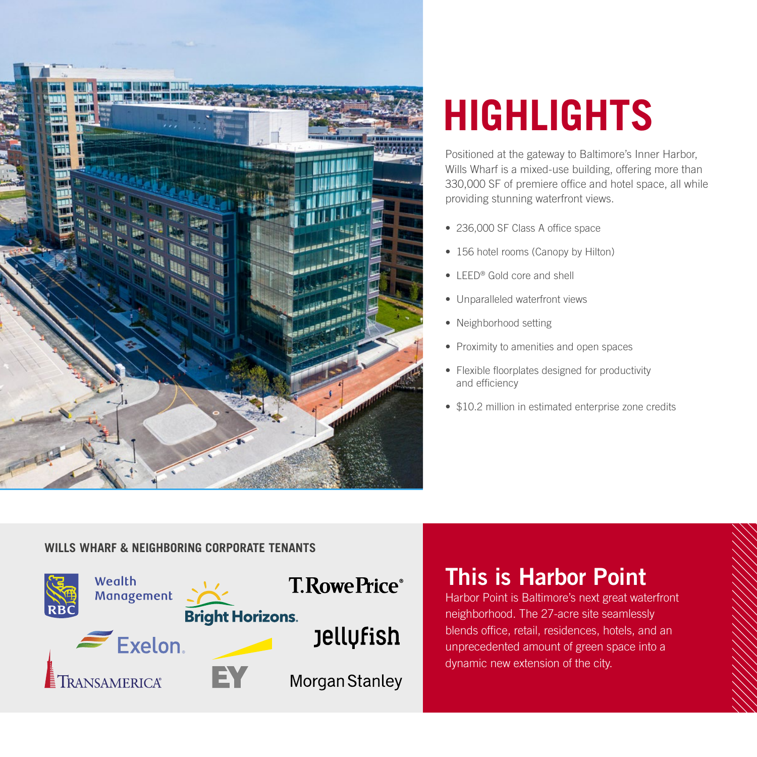# HIGHLIGHTS

Positioned at the gateway to Baltimore's Inner Harbor, Wills Wharf is a mixed-use building, offering more than 330,000 SF of premiere office and hotel space, all while providing stunning waterfront views.

- 236,000 SF Class A office space
- 156 hotel rooms (Canopy by Hilton)
- LEED® Gold core and shell
- Unparalleled waterfront views
- Neighborhood setting
- Proximity to amenities and open spaces
- Flexible floorplates designed for productivity and efficiency
- $10.2 million in estimated enterprise zone credits

### WILLS WHARF & NEIGHBORING CORPORATE TENANTS

RBC Wealth Management
Bright Horizons
T. Rowe Price®
Exelon
Jellyfish
Transamerica®
EY
Morgan Stanley

## This is Harbor Point

Harbor Point is Baltimore's next great waterfront neighborhood. The 27-acre site seamlessly blends office, retail, residences, hotels, and an unprecedented amount of green space into a dynamic new extension of the city.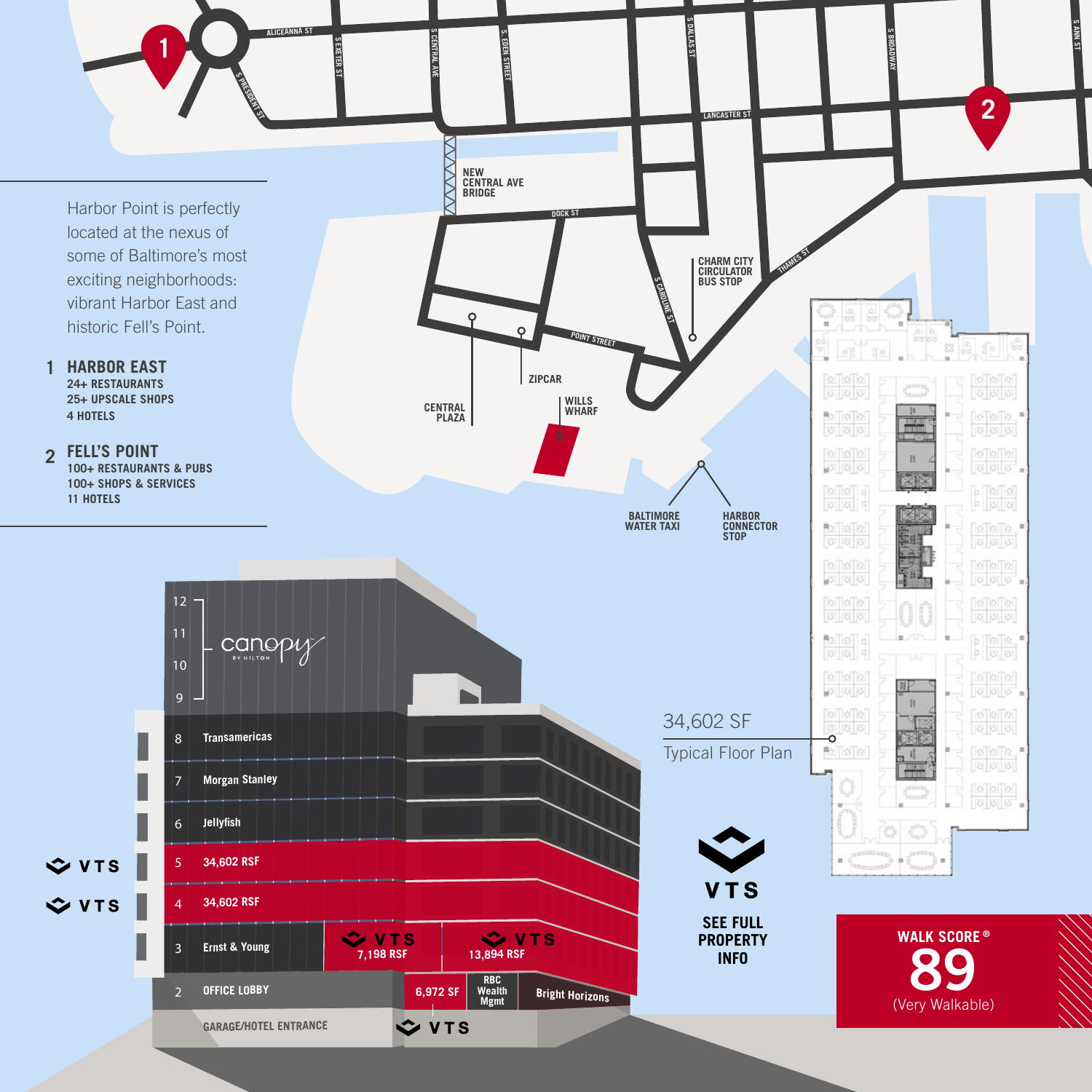Harbor Point is perfectly located at the nexus of some of Baltimore's most exciting neighborhoods: vibrant Harbor East and historic Fell's Point.

## 1 HARBOR EAST

24+ RESTAURANTS
25+ UPSCALE SHOPS
4 HOTELS

## 2 FELL'S POINT

100+ RESTAURANTS & PUBS
100+ SHOPS & SERVICES
11 HOTELS

ALICEANNA ST · S PRESIDENT ST · S EXETER ST · S CENTRAL AVE · S. EDEN STREET · S DALLAS ST · LANCASTER ST · S BROADWAY · S ANN ST · DOCK ST · POINT STREET · S CAROLINE ST · THAMES ST

NEW CENTRAL AVE BRIDGE

CHARM CITY CIRCULATOR BUS STOP

CENTRAL PLAZA

ZIPCAR

WILLS WHARF

BALTIMORE WATER TAXI

HARBOR CONNECTOR STOP

34,602 SF
Typical Floor Plan

| Floor | Tenant / Space |
|---|---|
| 12 | canopy BY HILTON |
| 11 | canopy BY HILTON |
| 10 | canopy BY HILTON |
| 9 | canopy BY HILTON |
| 8 | Transamericas |
| 7 | Morgan Stanley |
| 6 | Jellyfish |
| 5 | 34,602 RSF (VTS) |
| 4 | 34,602 RSF (VTS) |
| 3 | Ernst & Young; VTS 7,198 RSF; VTS 13,894 RSF |
| 2 | OFFICE LOBBY; 6,972 SF (VTS); RBC Wealth Mgmt; Bright Horizons |
| | GARAGE/HOTEL ENTRANCE |

VTS

SEE FULL PROPERTY INFO

WALK SCORE ®
89
(Very Walkable)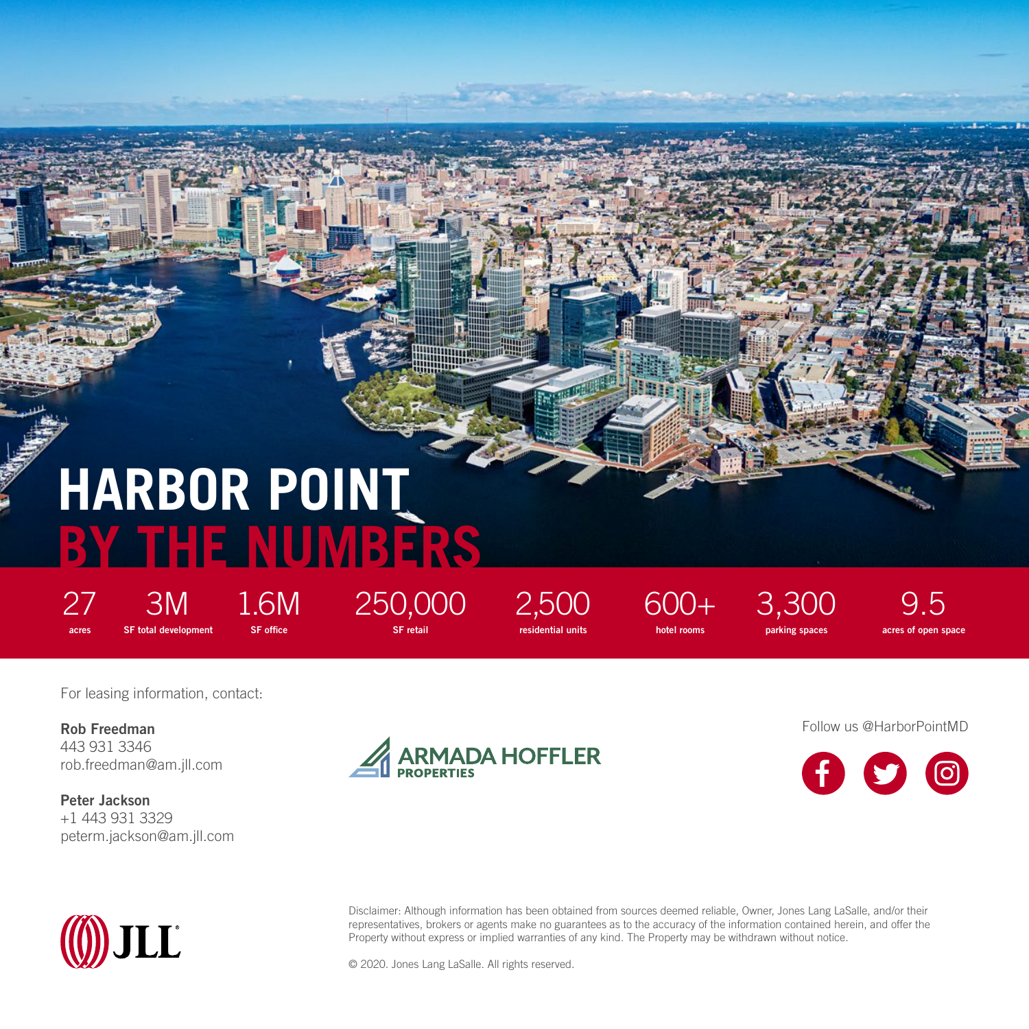# HARBOR POINT
## BY THE NUMBERS

| 27 | 3M | 1.6M | 250,000 | 2,500 | 600+ | 3,300 | 9.5 |
|---|---|---|---|---|---|---|---|
| acres | SF total development | SF office | SF retail | residential units | hotel rooms | parking spaces | acres of open space |

For leasing information, contact:

**Rob Freedman**
443 931 3346
rob.freedman@am.jll.com

**Peter Jackson**
+1 443 931 3329
peterm.jackson@am.jll.com

ARMADA HOFFLER PROPERTIES

Follow us @HarborPointMD

JLL

Disclaimer: Although information has been obtained from sources deemed reliable, Owner, Jones Lang LaSalle, and/or their representatives, brokers or agents make no guarantees as to the accuracy of the information contained herein, and offer the Property without express or implied warranties of any kind. The Property may be withdrawn without notice.

© 2020. Jones Lang LaSalle. All rights reserved.